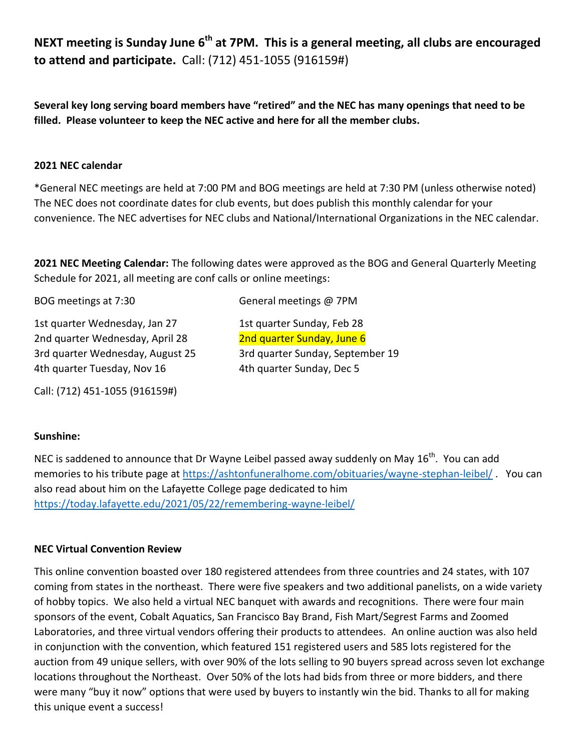**NEXT meeting is Sunday June 6[th] at 7PM. This is a general meeting, all clubs are encouraged to attend and participate.** Call: (712) 451-1055 (916159#)

**Several key long serving board members have "retired" and the NEC has many openings that need to be filled. Please volunteer to keep the NEC active and here for all the member clubs.**

**2021 NEC calendar**

*General NEC meetings are held at 7:00 PM and BOG meetings are held at 7:30 PM (unless otherwise noted) The NEC does not coordinate dates for club events, but does publish this monthly calendar for your convenience. The NEC advertises for NEC clubs and National/International Organizations in the NEC calendar.

**2021 NEC Meeting Calendar:** The following dates were approved as the BOG and General Quarterly Meeting Schedule for 2021, all meeting are conf calls or online meetings:

| BOG meetings at 7:30 | General meetings @ 7PM |
|---|---|
| 1st quarter Wednesday, Jan 27 | 1st quarter Sunday, Feb 28 |
| 2nd quarter Wednesday, April 28 | 2nd quarter Sunday, June 6 |
| 3rd quarter Wednesday, August 25 | 3rd quarter Sunday, September 19 |
| 4th quarter Tuesday, Nov 16 | 4th quarter Sunday, Dec 5 |

Call: (712) 451-1055 (916159#)

**Sunshine:**

NEC is saddened to announce that Dr Wayne Leibel passed away suddenly on May 16[th]. You can add memories to his tribute page at https://ashtonfuneralhome.com/obituaries/wayne-stephan-leibel/ . You can also read about him on the Lafayette College page dedicated to him https://today.lafayette.edu/2021/05/22/remembering-wayne-leibel/

**NEC Virtual Convention Review**

This online convention boasted over 180 registered attendees from three countries and 24 states, with 107 coming from states in the northeast. There were five speakers and two additional panelists, on a wide variety of hobby topics. We also held a virtual NEC banquet with awards and recognitions. There were four main sponsors of the event, Cobalt Aquatics, San Francisco Bay Brand, Fish Mart/Segrest Farms and Zoomed Laboratories, and three virtual vendors offering their products to attendees. An online auction was also held in conjunction with the convention, which featured 151 registered users and 585 lots registered for the auction from 49 unique sellers, with over 90% of the lots selling to 90 buyers spread across seven lot exchange locations throughout the Northeast. Over 50% of the lots had bids from three or more bidders, and there were many "buy it now" options that were used by buyers to instantly win the bid. Thanks to all for making this unique event a success!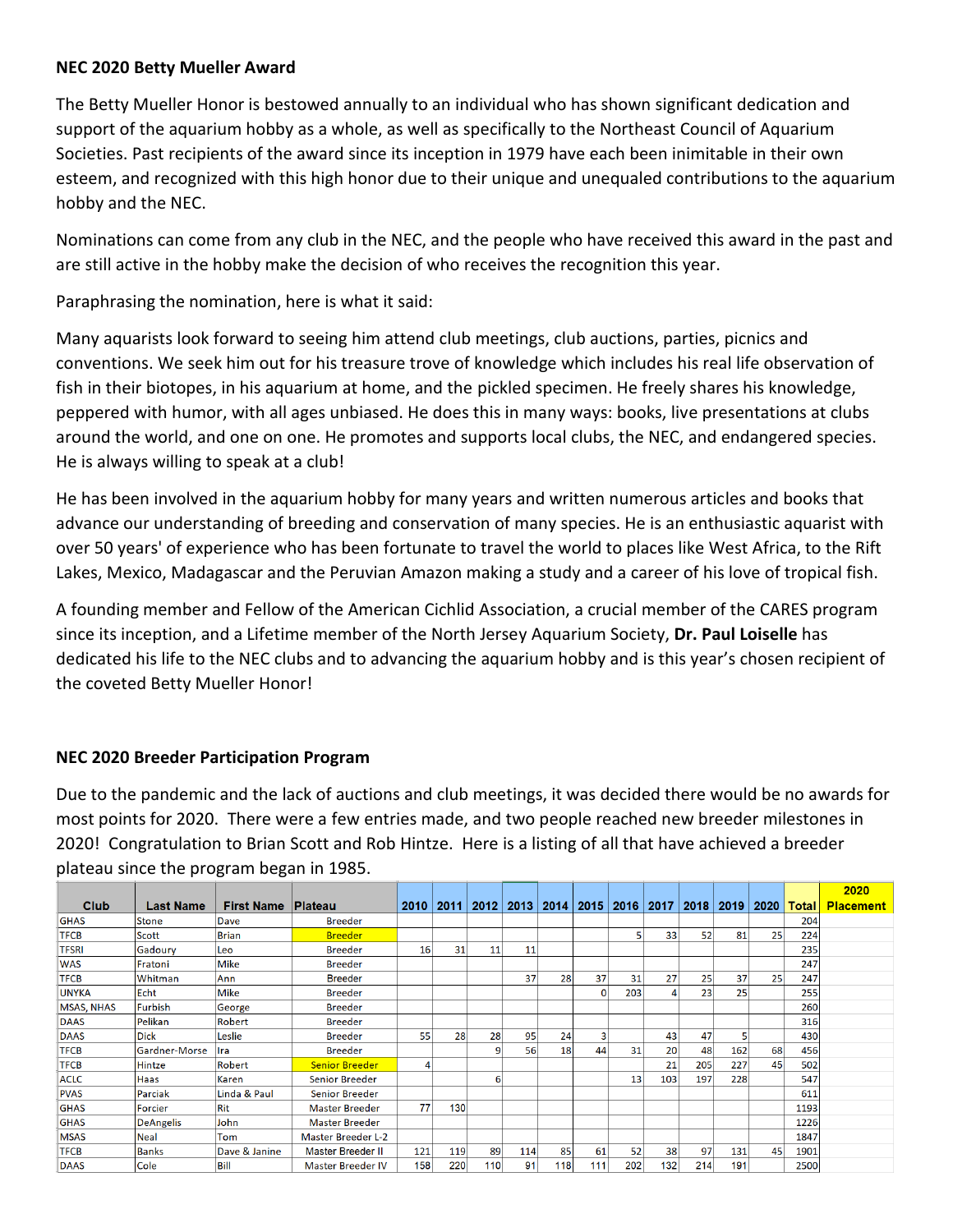## NEC 2020 Betty Mueller Award

The Betty Mueller Honor is bestowed annually to an individual who has shown significant dedication and support of the aquarium hobby as a whole, as well as specifically to the Northeast Council of Aquarium Societies. Past recipients of the award since its inception in 1979 have each been inimitable in their own esteem, and recognized with this high honor due to their unique and unequaled contributions to the aquarium hobby and the NEC.

Nominations can come from any club in the NEC, and the people who have received this award in the past and are still active in the hobby make the decision of who receives the recognition this year.

Paraphrasing the nomination, here is what it said:

Many aquarists look forward to seeing him attend club meetings, club auctions, parties, picnics and conventions. We seek him out for his treasure trove of knowledge which includes his real life observation of fish in their biotopes, in his aquarium at home, and the pickled specimen. He freely shares his knowledge, peppered with humor, with all ages unbiased. He does this in many ways: books, live presentations at clubs around the world, and one on one. He promotes and supports local clubs, the NEC, and endangered species. He is always willing to speak at a club!

He has been involved in the aquarium hobby for many years and written numerous articles and books that advance our understanding of breeding and conservation of many species. He is an enthusiastic aquarist with over 50 years' of experience who has been fortunate to travel the world to places like West Africa, to the Rift Lakes, Mexico, Madagascar and the Peruvian Amazon making a study and a career of his love of tropical fish.

A founding member and Fellow of the American Cichlid Association, a crucial member of the CARES program since its inception, and a Lifetime member of the North Jersey Aquarium Society, **Dr. Paul Loiselle** has dedicated his life to the NEC clubs and to advancing the aquarium hobby and is this year's chosen recipient of the coveted Betty Mueller Honor!

## NEC 2020 Breeder Participation Program

Due to the pandemic and the lack of auctions and club meetings, it was decided there would be no awards for most points for 2020. There were a few entries made, and two people reached new breeder milestones in 2020! Congratulation to Brian Scott and Rob Hintze. Here is a listing of all that have achieved a breeder plateau since the program began in 1985.

| Club | Last Name | First Name | Plateau | 2010 | 2011 | 2012 | 2013 | 2014 | 2015 | 2016 | 2017 | 2018 | 2019 | 2020 | Total | 2020 Placement |
|---|---|---|---|---|---|---|---|---|---|---|---|---|---|---|---|---|
| GHAS | Stone | Dave | Breeder | | | | | | | | | | | | 204 | |
| TFCB | Scott | Brian | Breeder | | | | | | | 5 | 33 | 52 | 81 | 25 | 224 | |
| TFSRI | Gadoury | Leo | Breeder | 16 | 31 | 11 | 11 | | | | | | | | 235 | |
| WAS | Fratoni | Mike | Breeder | | | | | | | | | | | | 247 | |
| TFCB | Whitman | Ann | Breeder | | | | 37 | 28 | 37 | 31 | 27 | 25 | 37 | 25 | 247 | |
| UNYKA | Echt | Mike | Breeder | | | | | | 0 | 203 | 4 | 23 | 25 | | 255 | |
| MSAS, NHAS | Furbish | George | Breeder | | | | | | | | | | | | 260 | |
| DAAS | Pelikan | Robert | Breeder | | | | | | | | | | | | 316 | |
| DAAS | Dick | Leslie | Breeder | 55 | 28 | 28 | 95 | 24 | 3 | | 43 | 47 | 5 | | 430 | |
| TFCB | Gardner-Morse | Ira | Breeder | | | 9 | 56 | 18 | 44 | 31 | 20 | 48 | 162 | 68 | 456 | |
| TFCB | Hintze | Robert | Senior Breeder | 4 | | | | | | | 21 | 205 | 227 | 45 | 502 | |
| ACLC | Haas | Karen | Senior Breeder | | | 6 | | | | 13 | 103 | 197 | 228 | | 547 | |
| PVAS | Parciak | Linda & Paul | Senior Breeder | | | | | | | | | | | | 611 | |
| GHAS | Forcier | Rit | Master Breeder | 77 | 130 | | | | | | | | | | 1193 | |
| GHAS | DeAngelis | John | Master Breeder | | | | | | | | | | | | 1226 | |
| MSAS | Neal | Tom | Master Breeder L-2 | | | | | | | | | | | | 1847 | |
| TFCB | Banks | Dave & Janine | Master Breeder II | 121 | 119 | 89 | 114 | 85 | 61 | 52 | 38 | 97 | 131 | 45 | 1901 | |
| DAAS | Cole | Bill | Master Breeder IV | 158 | 220 | 110 | 91 | 118 | 111 | 202 | 132 | 214 | 191 | | 2500 | |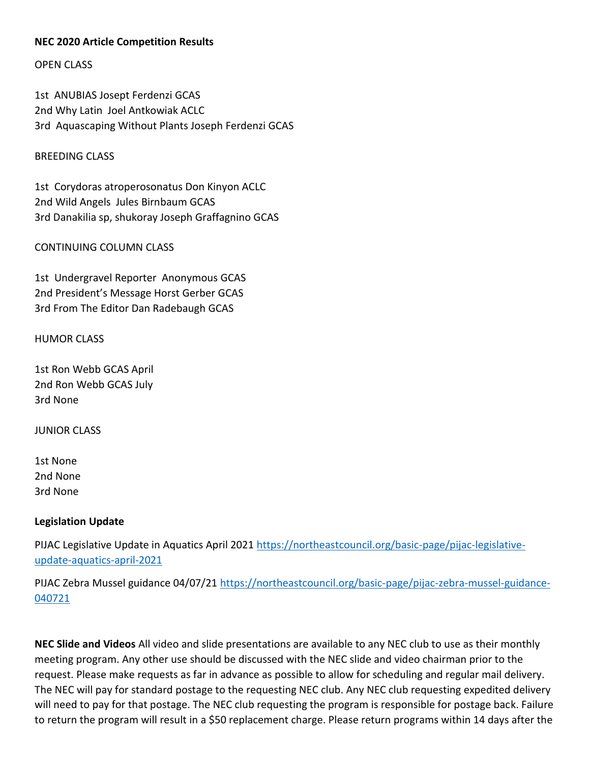**NEC 2020 Article Competition Results**

OPEN CLASS

1st ANUBIAS Josept Ferdenzi GCAS
2nd Why Latin Joel Antkowiak ACLC
3rd Aquascaping Without Plants Joseph Ferdenzi GCAS

BREEDING CLASS

1st Corydoras atroperosonatus Don Kinyon ACLC
2nd Wild Angels Jules Birnbaum GCAS
3rd Danakilia sp, shukoray Joseph Graffagnino GCAS

CONTINUING COLUMN CLASS

1st Undergravel Reporter Anonymous GCAS
2nd President's Message Horst Gerber GCAS
3rd From The Editor Dan Radebaugh GCAS

HUMOR CLASS

1st Ron Webb GCAS April
2nd Ron Webb GCAS July
3rd None

JUNIOR CLASS

1st None
2nd None
3rd None

**Legislation Update**

PIJAC Legislative Update in Aquatics April 2021 [https://northeastcouncil.org/basic-page/pijac-legislative-update-aquatics-april-2021](https://northeastcouncil.org/basic-page/pijac-legislative-update-aquatics-april-2021)

PIJAC Zebra Mussel guidance 04/07/21 [https://northeastcouncil.org/basic-page/pijac-zebra-mussel-guidance-040721](https://northeastcouncil.org/basic-page/pijac-zebra-mussel-guidance-040721)

**NEC Slide and Videos** All video and slide presentations are available to any NEC club to use as their monthly meeting program. Any other use should be discussed with the NEC slide and video chairman prior to the request. Please make requests as far in advance as possible to allow for scheduling and regular mail delivery. The NEC will pay for standard postage to the requesting NEC club. Any NEC club requesting expedited delivery will need to pay for that postage. The NEC club requesting the program is responsible for postage back. Failure to return the program will result in a $50 replacement charge. Please return programs within 14 days after the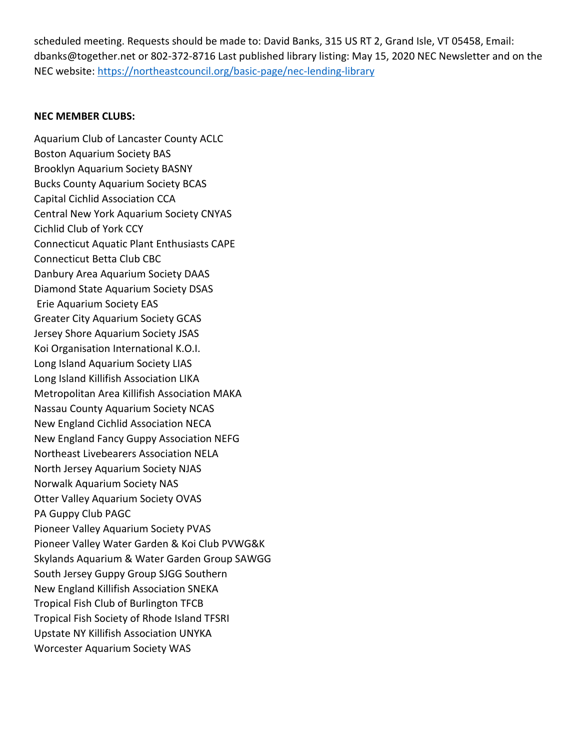scheduled meeting. Requests should be made to: David Banks, 315 US RT 2, Grand Isle, VT 05458, Email: dbanks@together.net or 802-372-8716 Last published library listing: May 15, 2020 NEC Newsletter and on the NEC website: https://northeastcouncil.org/basic-page/nec-lending-library

**NEC MEMBER CLUBS:**

Aquarium Club of Lancaster County ACLC
Boston Aquarium Society BAS
Brooklyn Aquarium Society BASNY
Bucks County Aquarium Society BCAS
Capital Cichlid Association CCA
Central New York Aquarium Society CNYAS
Cichlid Club of York CCY
Connecticut Aquatic Plant Enthusiasts CAPE
Connecticut Betta Club CBC
Danbury Area Aquarium Society DAAS
Diamond State Aquarium Society DSAS
Erie Aquarium Society EAS
Greater City Aquarium Society GCAS
Jersey Shore Aquarium Society JSAS
Koi Organisation International K.O.I.
Long Island Aquarium Society LIAS
Long Island Killifish Association LIKA
Metropolitan Area Killifish Association MAKA
Nassau County Aquarium Society NCAS
New England Cichlid Association NECA
New England Fancy Guppy Association NEFG
Northeast Livebearers Association NELA
North Jersey Aquarium Society NJAS
Norwalk Aquarium Society NAS
Otter Valley Aquarium Society OVAS
PA Guppy Club PAGC
Pioneer Valley Aquarium Society PVAS
Pioneer Valley Water Garden & Koi Club PVWG&K
Skylands Aquarium & Water Garden Group SAWGG
South Jersey Guppy Group SJGG Southern
New England Killifish Association SNEKA
Tropical Fish Club of Burlington TFCB
Tropical Fish Society of Rhode Island TFSRI
Upstate NY Killifish Association UNYKA
Worcester Aquarium Society WAS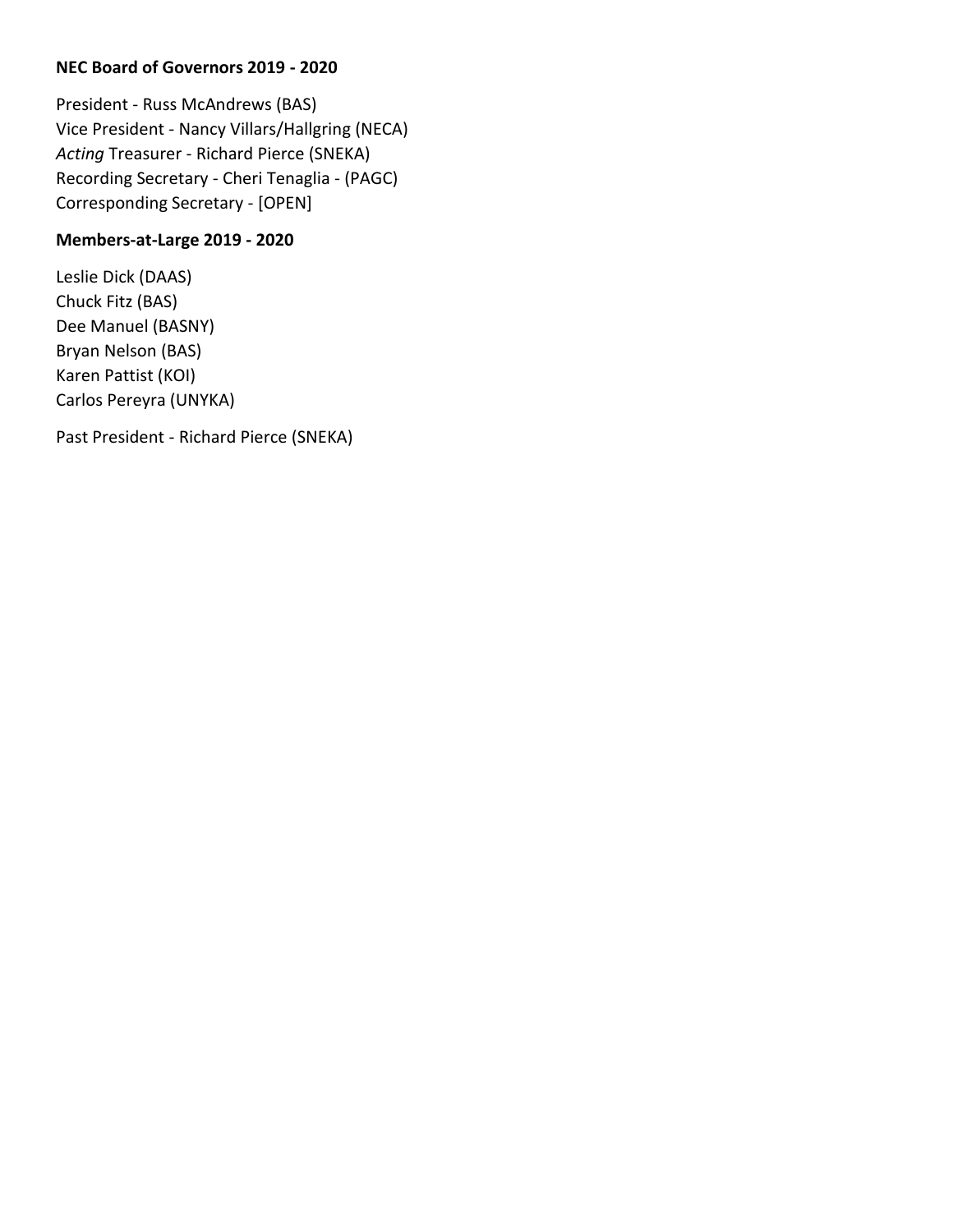**NEC Board of Governors 2019 - 2020**

President - Russ McAndrews (BAS)
Vice President - Nancy Villars/Hallgring (NECA)
*Acting* Treasurer - Richard Pierce (SNEKA)
Recording Secretary - Cheri Tenaglia - (PAGC)
Corresponding Secretary - [OPEN]

**Members-at-Large 2019 - 2020**

Leslie Dick (DAAS)
Chuck Fitz (BAS)
Dee Manuel (BASNY)
Bryan Nelson (BAS)
Karen Pattist (KOI)
Carlos Pereyra (UNYKA)

Past President - Richard Pierce (SNEKA)